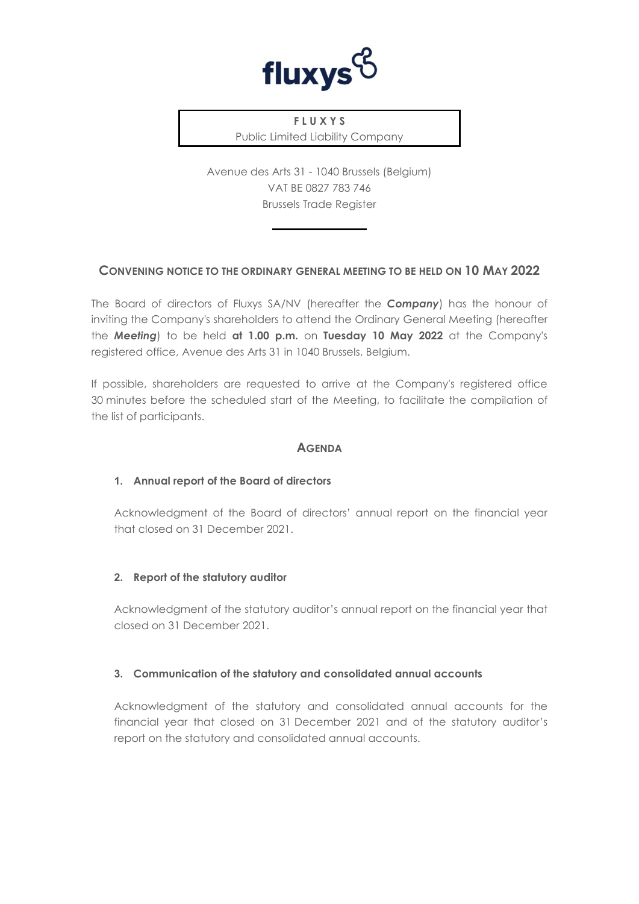**FLUXYS**
Public Limited Liability Company

Avenue des Arts 31 - 1040 Brussels (Belgium)
VAT BE 0827 783 746
Brussels Trade Register

## CONVENING NOTICE TO THE ORDINARY GENERAL MEETING TO BE HELD ON 10 MAY 2022

The Board of directors of Fluxys SA/NV (hereafter the ***Company***) has the honour of inviting the Company's shareholders to attend the Ordinary General Meeting (hereafter the ***Meeting***) to be held **at 1.00 p.m.** on **Tuesday 10 May 2022** at the Company's registered office, Avenue des Arts 31 in 1040 Brussels, Belgium.

If possible, shareholders are requested to arrive at the Company's registered office 30 minutes before the scheduled start of the Meeting, to facilitate the compilation of the list of participants.

## AGENDA

### 1. Annual report of the Board of directors

Acknowledgment of the Board of directors' annual report on the financial year that closed on 31 December 2021.

### 2. Report of the statutory auditor

Acknowledgment of the statutory auditor's annual report on the financial year that closed on 31 December 2021.

### 3. Communication of the statutory and consolidated annual accounts

Acknowledgment of the statutory and consolidated annual accounts for the financial year that closed on 31 December 2021 and of the statutory auditor's report on the statutory and consolidated annual accounts.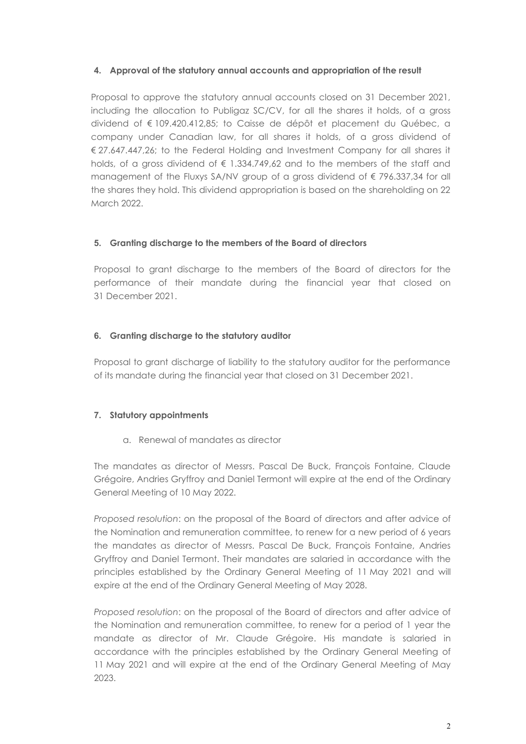#### 4. Approval of the statutory annual accounts and appropriation of the result

Proposal to approve the statutory annual accounts closed on 31 December 2021, including the allocation to Publigaz SC/CV, for all the shares it holds, of a gross dividend of € 109.420.412,85; to Caisse de dépôt et placement du Québec, a company under Canadian law, for all shares it holds, of a gross dividend of € 27.647.447,26; to the Federal Holding and Investment Company for all shares it holds, of a gross dividend of € 1.334.749,62 and to the members of the staff and management of the Fluxys SA/NV group of a gross dividend of € 796.337,34 for all the shares they hold. This dividend appropriation is based on the shareholding on 22 March 2022.

#### 5. Granting discharge to the members of the Board of directors

Proposal to grant discharge to the members of the Board of directors for the performance of their mandate during the financial year that closed on 31 December 2021.

#### 6. Granting discharge to the statutory auditor

Proposal to grant discharge of liability to the statutory auditor for the performance of its mandate during the financial year that closed on 31 December 2021.

#### 7. Statutory appointments

a. Renewal of mandates as director

The mandates as director of Messrs. Pascal De Buck, François Fontaine, Claude Grégoire, Andries Gryffroy and Daniel Termont will expire at the end of the Ordinary General Meeting of 10 May 2022.

*Proposed resolution*: on the proposal of the Board of directors and after advice of the Nomination and remuneration committee, to renew for a new period of 6 years the mandates as director of Messrs. Pascal De Buck, François Fontaine, Andries Gryffroy and Daniel Termont. Their mandates are salaried in accordance with the principles established by the Ordinary General Meeting of 11 May 2021 and will expire at the end of the Ordinary General Meeting of May 2028.

*Proposed resolution*: on the proposal of the Board of directors and after advice of the Nomination and remuneration committee, to renew for a period of 1 year the mandate as director of Mr. Claude Grégoire. His mandate is salaried in accordance with the principles established by the Ordinary General Meeting of 11 May 2021 and will expire at the end of the Ordinary General Meeting of May 2023.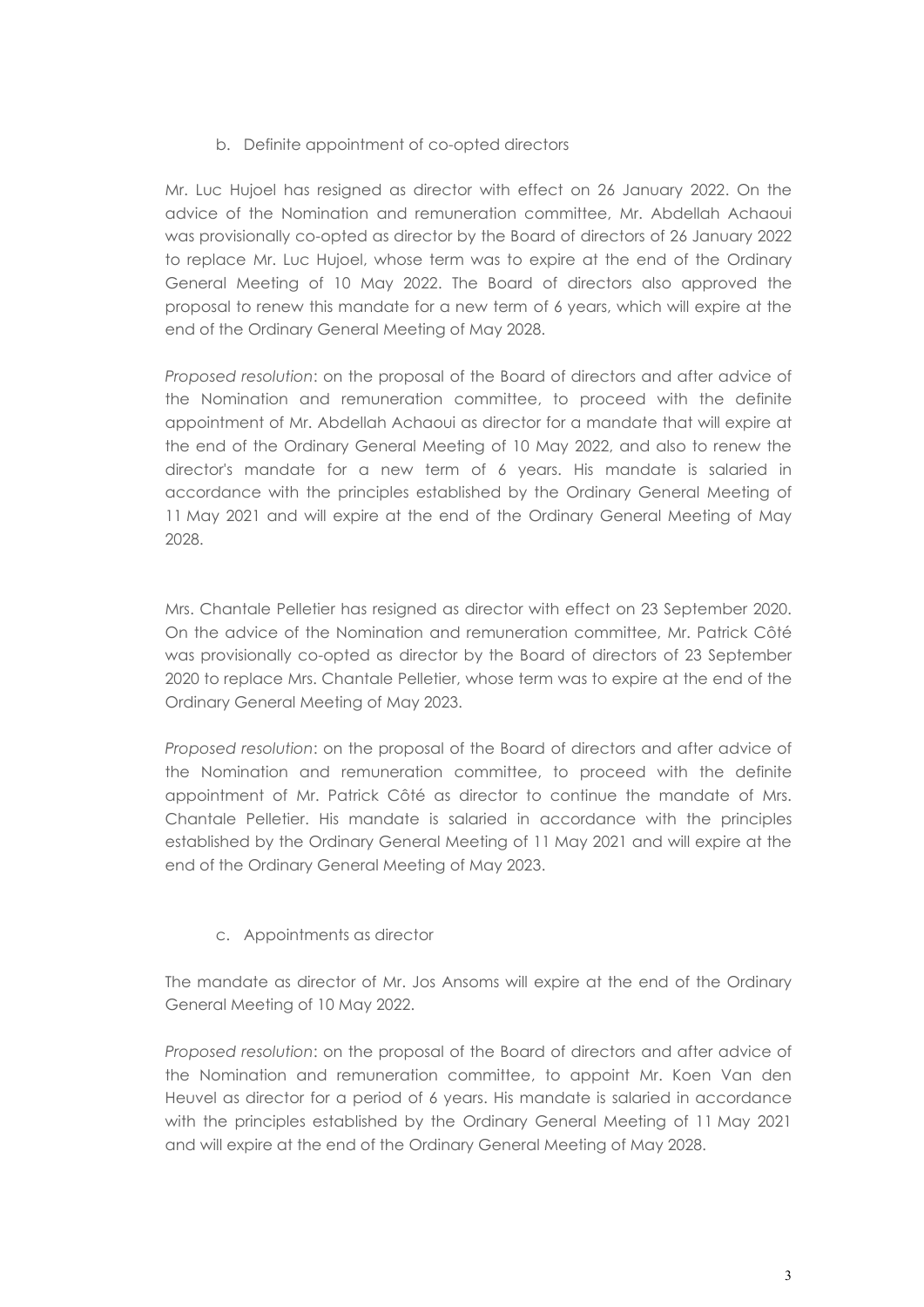b. Definite appointment of co-opted directors

Mr. Luc Hujoel has resigned as director with effect on 26 January 2022. On the advice of the Nomination and remuneration committee, Mr. Abdellah Achaoui was provisionally co-opted as director by the Board of directors of 26 January 2022 to replace Mr. Luc Hujoel, whose term was to expire at the end of the Ordinary General Meeting of 10 May 2022. The Board of directors also approved the proposal to renew this mandate for a new term of 6 years, which will expire at the end of the Ordinary General Meeting of May 2028.

*Proposed resolution*: on the proposal of the Board of directors and after advice of the Nomination and remuneration committee, to proceed with the definite appointment of Mr. Abdellah Achaoui as director for a mandate that will expire at the end of the Ordinary General Meeting of 10 May 2022, and also to renew the director's mandate for a new term of 6 years. His mandate is salaried in accordance with the principles established by the Ordinary General Meeting of 11 May 2021 and will expire at the end of the Ordinary General Meeting of May 2028.

Mrs. Chantale Pelletier has resigned as director with effect on 23 September 2020. On the advice of the Nomination and remuneration committee, Mr. Patrick Côté was provisionally co-opted as director by the Board of directors of 23 September 2020 to replace Mrs. Chantale Pelletier, whose term was to expire at the end of the Ordinary General Meeting of May 2023.

*Proposed resolution*: on the proposal of the Board of directors and after advice of the Nomination and remuneration committee, to proceed with the definite appointment of Mr. Patrick Côté as director to continue the mandate of Mrs. Chantale Pelletier. His mandate is salaried in accordance with the principles established by the Ordinary General Meeting of 11 May 2021 and will expire at the end of the Ordinary General Meeting of May 2023.

c. Appointments as director

The mandate as director of Mr. Jos Ansoms will expire at the end of the Ordinary General Meeting of 10 May 2022.

*Proposed resolution*: on the proposal of the Board of directors and after advice of the Nomination and remuneration committee, to appoint Mr. Koen Van den Heuvel as director for a period of 6 years. His mandate is salaried in accordance with the principles established by the Ordinary General Meeting of 11 May 2021 and will expire at the end of the Ordinary General Meeting of May 2028.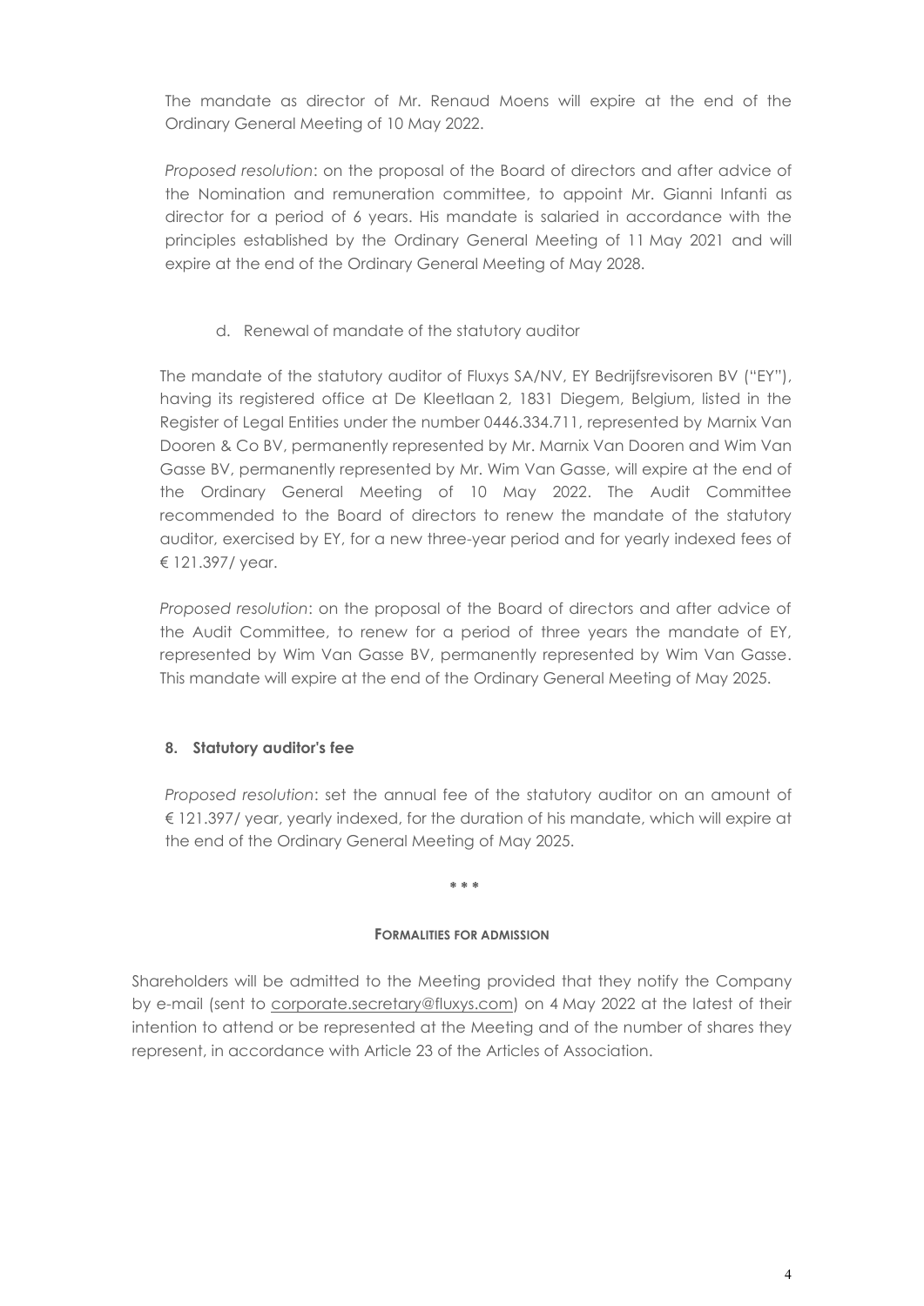The mandate as director of Mr. Renaud Moens will expire at the end of the Ordinary General Meeting of 10 May 2022.

*Proposed resolution*: on the proposal of the Board of directors and after advice of the Nomination and remuneration committee, to appoint Mr. Gianni Infanti as director for a period of 6 years. His mandate is salaried in accordance with the principles established by the Ordinary General Meeting of 11 May 2021 and will expire at the end of the Ordinary General Meeting of May 2028.

d. Renewal of mandate of the statutory auditor

The mandate of the statutory auditor of Fluxys SA/NV, EY Bedrijfsrevisoren BV ("EY"), having its registered office at De Kleetlaan 2, 1831 Diegem, Belgium, listed in the Register of Legal Entities under the number 0446.334.711, represented by Marnix Van Dooren & Co BV, permanently represented by Mr. Marnix Van Dooren and Wim Van Gasse BV, permanently represented by Mr. Wim Van Gasse, will expire at the end of the Ordinary General Meeting of 10 May 2022. The Audit Committee recommended to the Board of directors to renew the mandate of the statutory auditor, exercised by EY, for a new three-year period and for yearly indexed fees of € 121.397/ year.

*Proposed resolution*: on the proposal of the Board of directors and after advice of the Audit Committee, to renew for a period of three years the mandate of EY, represented by Wim Van Gasse BV, permanently represented by Wim Van Gasse. This mandate will expire at the end of the Ordinary General Meeting of May 2025.

**8. Statutory auditor's fee**

*Proposed resolution*: set the annual fee of the statutory auditor on an amount of € 121.397/ year, yearly indexed, for the duration of his mandate, which will expire at the end of the Ordinary General Meeting of May 2025.

\* \* \*

**FORMALITIES FOR ADMISSION**

Shareholders will be admitted to the Meeting provided that they notify the Company by e-mail (sent to corporate.secretary@fluxys.com) on 4 May 2022 at the latest of their intention to attend or be represented at the Meeting and of the number of shares they represent, in accordance with Article 23 of the Articles of Association.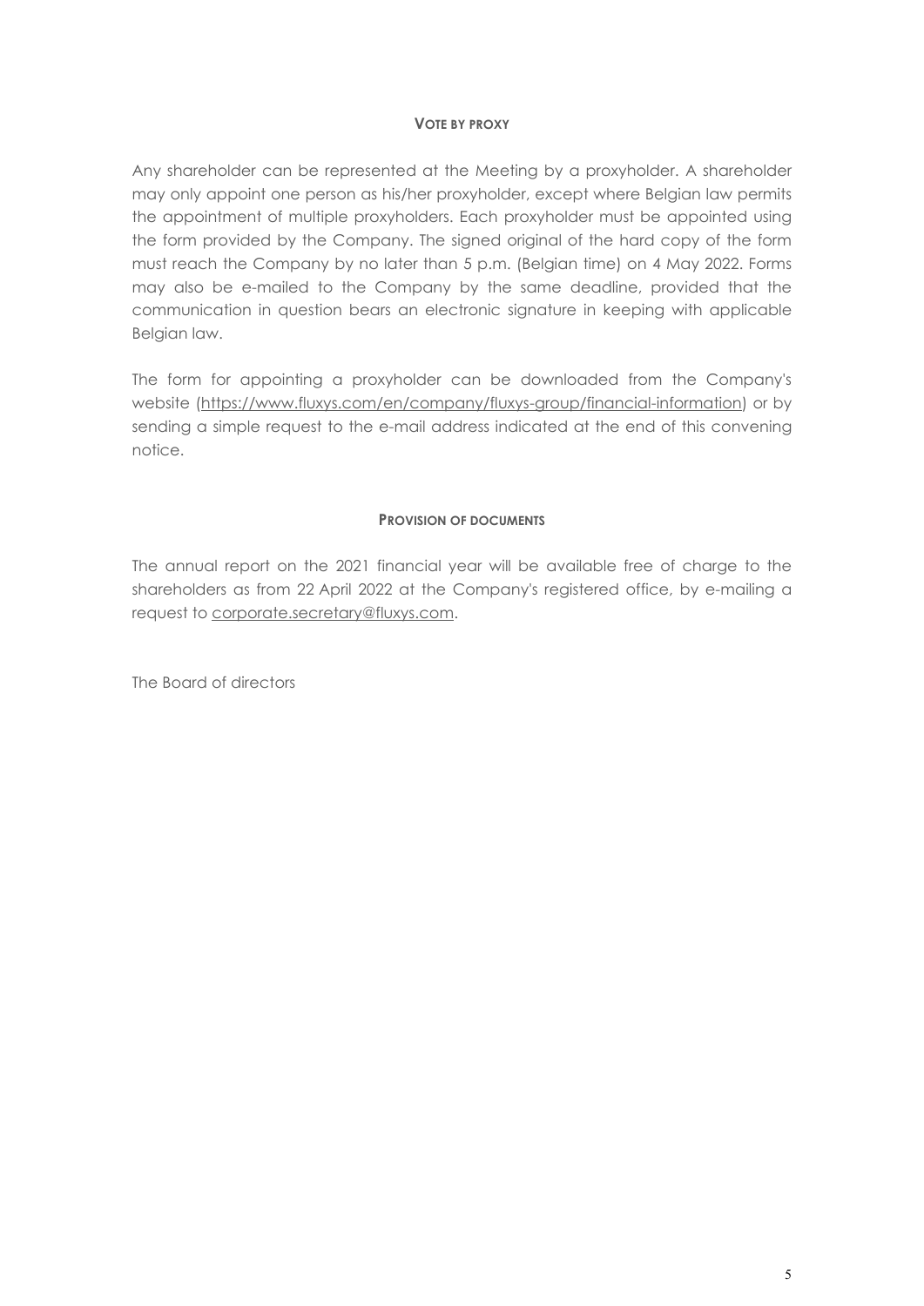## VOTE BY PROXY

Any shareholder can be represented at the Meeting by a proxyholder. A shareholder may only appoint one person as his/her proxyholder, except where Belgian law permits the appointment of multiple proxyholders. Each proxyholder must be appointed using the form provided by the Company. The signed original of the hard copy of the form must reach the Company by no later than 5 p.m. (Belgian time) on 4 May 2022. Forms may also be e-mailed to the Company by the same deadline, provided that the communication in question bears an electronic signature in keeping with applicable Belgian law.

The form for appointing a proxyholder can be downloaded from the Company's website (https://www.fluxys.com/en/company/fluxys-group/financial-information) or by sending a simple request to the e-mail address indicated at the end of this convening notice.

## PROVISION OF DOCUMENTS

The annual report on the 2021 financial year will be available free of charge to the shareholders as from 22 April 2022 at the Company's registered office, by e-mailing a request to corporate.secretary@fluxys.com.

The Board of directors